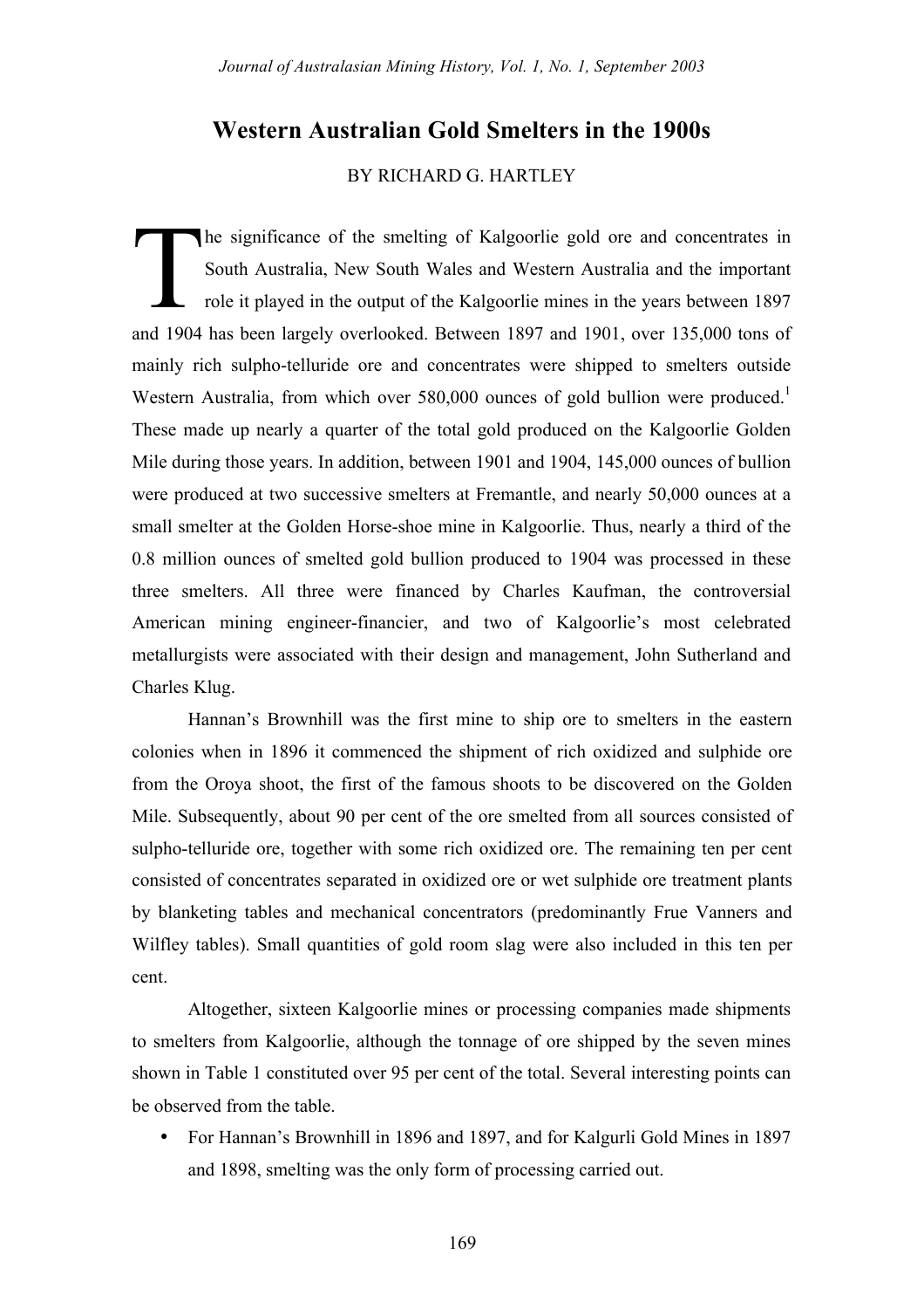# Western Australian Gold Smelters in the 1900s

BY RICHARD G. HARTLEY

The significance of the smelting of Kalgoorlie gold ore and concentrates in South Australia, New South Wales and Western Australia and the important role it played in the output of the Kalgoorlie mines in the years between 1897 and 1904 has been largely overlooked. Between 1897 and 1901, over 135,000 tons of mainly rich sulpho-telluride ore and concentrates were shipped to smelters outside Western Australia, from which over 580,000 ounces of gold bullion were produced.[1] These made up nearly a quarter of the total gold produced on the Kalgoorlie Golden Mile during those years. In addition, between 1901 and 1904, 145,000 ounces of bullion were produced at two successive smelters at Fremantle, and nearly 50,000 ounces at a small smelter at the Golden Horse-shoe mine in Kalgoorlie. Thus, nearly a third of the 0.8 million ounces of smelted gold bullion produced to 1904 was processed in these three smelters. All three were financed by Charles Kaufman, the controversial American mining engineer-financier, and two of Kalgoorlie's most celebrated metallurgists were associated with their design and management, John Sutherland and Charles Klug.

Hannan's Brownhill was the first mine to ship ore to smelters in the eastern colonies when in 1896 it commenced the shipment of rich oxidized and sulphide ore from the Oroya shoot, the first of the famous shoots to be discovered on the Golden Mile. Subsequently, about 90 per cent of the ore smelted from all sources consisted of sulpho-telluride ore, together with some rich oxidized ore. The remaining ten per cent consisted of concentrates separated in oxidized ore or wet sulphide ore treatment plants by blanketing tables and mechanical concentrators (predominantly Frue Vanners and Wilfley tables). Small quantities of gold room slag were also included in this ten per cent.

Altogether, sixteen Kalgoorlie mines or processing companies made shipments to smelters from Kalgoorlie, although the tonnage of ore shipped by the seven mines shown in Table 1 constituted over 95 per cent of the total. Several interesting points can be observed from the table.

- For Hannan's Brownhill in 1896 and 1897, and for Kalgurli Gold Mines in 1897 and 1898, smelting was the only form of processing carried out.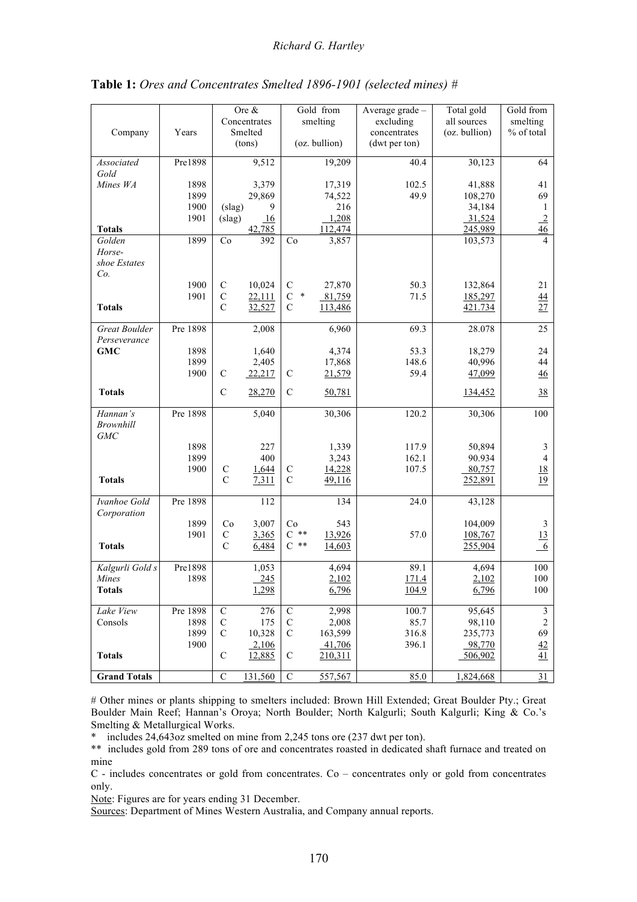**Table 1:** *Ores and Concentrates Smelted 1896-1901 (selected mines) #*

| Company | Years | Ore & Concentrates Smelted (tons) | Gold from smelting (oz. bullion) | Average grade – excluding concentrates (dwt per ton) | Total gold all sources (oz. bullion) | Gold from smelting % of total |
|---|---|---|---|---|---|---|
| *Associated Gold Mines WA* | Pre1898 | 9,512 | 19,209 | 40.4 | 30,123 | 64 |
| | 1898 | 3,379 | 17,319 | 102.5 | 41,888 | 41 |
| | 1899 | 29,869 | 74,522 | 49.9 | 108,270 | 69 |
| | 1900 | (slag) 9 | 216 | | 34,184 | 1 |
| | 1901 | (slag) 16 | 1,208 | | 31,524 | 2 |
| **Totals** | | 42,785 | 112,474 | | 245,989 | 46 |
| *Golden Horse-shoe Estates Co.* | 1899 | Co 392 | Co 3,857 | | 103,573 | 4 |
| | 1900 | C 10,024 | C 27,870 | 50.3 | 132,864 | 21 |
| | 1901 | C 22,111 | C * 81,759 | 71.5 | 185,297 | 44 |
| **Totals** | | C 32,527 | C 113,486 | | 421.734 | 27 |
| *Great Boulder Perseverance* **GMC** | Pre 1898 | 2,008 | 6,960 | 69.3 | 28.078 | 25 |
| | 1898 | 1,640 | 4,374 | 53.3 | 18,279 | 24 |
| | 1899 | 2,405 | 17,868 | 148.6 | 40,996 | 44 |
| | 1900 | C 22,217 | C 21,579 | 59.4 | 47,099 | 46 |
| **Totals** | | C 28,270 | C 50,781 | | 134,452 | 38 |
| *Hannan's Brownhill GMC* | Pre 1898 | 5,040 | 30,306 | 120.2 | 30,306 | 100 |
| | 1898 | 227 | 1,339 | 117.9 | 50,894 | 3 |
| | 1899 | 400 | 3,243 | 162.1 | 90.934 | 4 |
| | 1900 | C 1,644 | C 14,228 | 107.5 | 80,757 | 18 |
| **Totals** | | C 7,311 | C 49,116 | | 252,891 | 19 |
| *Ivanhoe Gold Corporation* | Pre 1898 | 112 | 134 | 24.0 | 43,128 | |
| | 1899 | Co 3,007 | Co 543 | | 104,009 | 3 |
| | 1901 | C 3,365 | C ** 13,926 | 57.0 | 108,767 | 13 |
| **Totals** | | C 6,484 | C ** 14,603 | | 255,904 | 6 |
| *Kalgurli Gold s Mines* | Pre1898 | 1,053 | 4,694 | 89.1 | 4,694 | 100 |
| | 1898 | 245 | 2,102 | 171.4 | 2,102 | 100 |
| **Totals** | | 1,298 | 6,796 | 104.9 | 6,796 | 100 |
| *Lake View* Consols | Pre 1898 | C 276 | C 2,998 | 100.7 | 95,645 | 3 |
| | 1898 | C 175 | C 2,008 | 85.7 | 98,110 | 2 |
| | 1899 | C 10,328 | C 163,599 | 316.8 | 235,773 | 69 |
| | 1900 | 2,106 | 41,706 | 396.1 | 98,770 | 42 |
| **Totals** | | C 12,885 | C 210,311 | | 506,902 | 41 |
| **Grand Totals** | | C 131,560 | C 557,567 | 85.0 | 1,824,668 | 31 |

# Other mines or plants shipping to smelters included: Brown Hill Extended; Great Boulder Pty.; Great Boulder Main Reef; Hannan's Oroya; North Boulder; North Kalgurli; South Kalgurli; King & Co.'s Smelting & Metallurgical Works.

\* includes 24,643oz smelted on mine from 2,245 tons ore (237 dwt per ton).

\*\* includes gold from 289 tons of ore and concentrates roasted in dedicated shaft furnace and treated on mine

C - includes concentrates or gold from concentrates. Co – concentrates only or gold from concentrates only.

Note: Figures are for years ending 31 December.

Sources: Department of Mines Western Australia, and Company annual reports.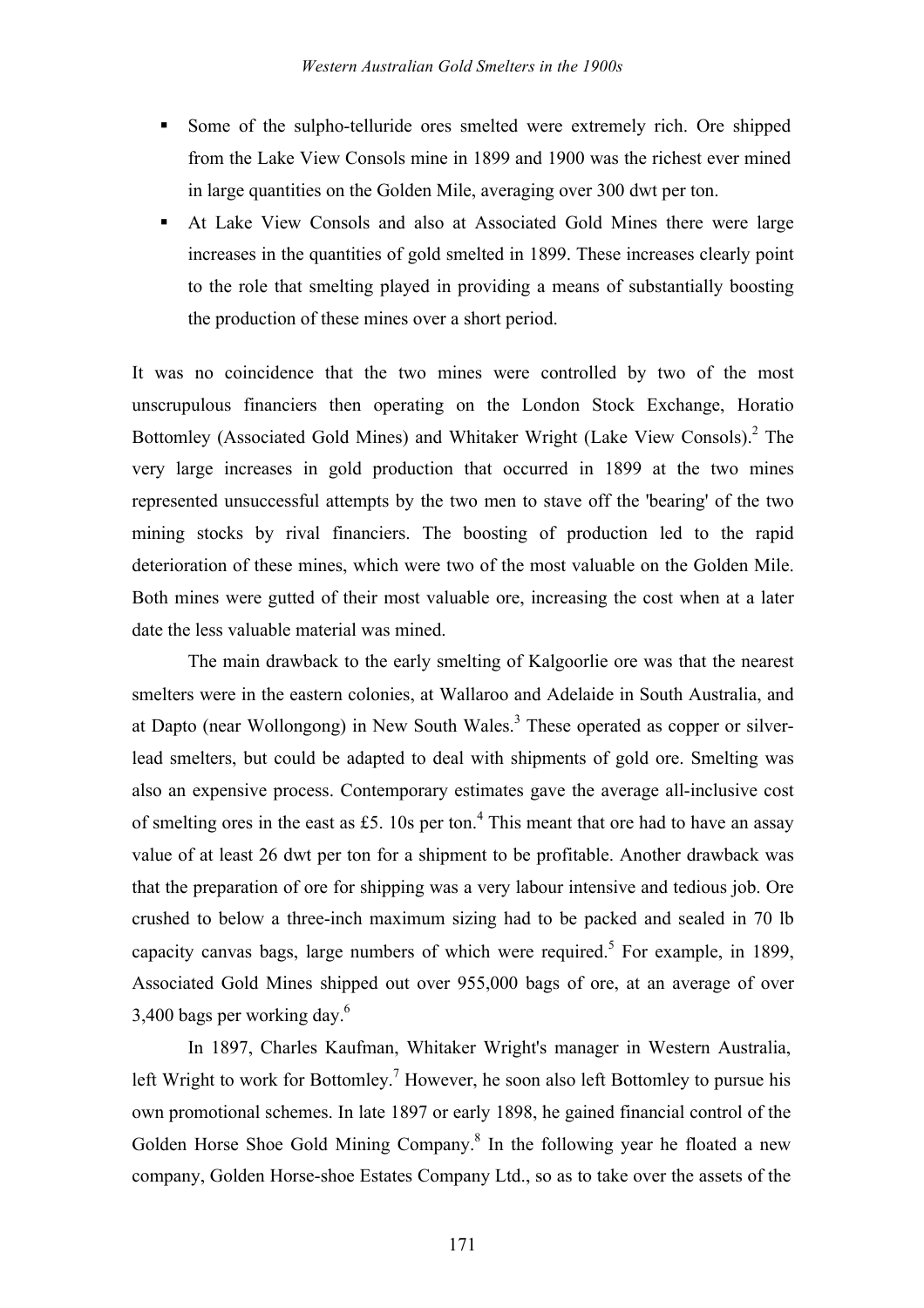- Some of the sulpho-telluride ores smelted were extremely rich. Ore shipped from the Lake View Consols mine in 1899 and 1900 was the richest ever mined in large quantities on the Golden Mile, averaging over 300 dwt per ton.
- At Lake View Consols and also at Associated Gold Mines there were large increases in the quantities of gold smelted in 1899. These increases clearly point to the role that smelting played in providing a means of substantially boosting the production of these mines over a short period.

It was no coincidence that the two mines were controlled by two of the most unscrupulous financiers then operating on the London Stock Exchange, Horatio Bottomley (Associated Gold Mines) and Whitaker Wright (Lake View Consols).[2] The very large increases in gold production that occurred in 1899 at the two mines represented unsuccessful attempts by the two men to stave off the 'bearing' of the two mining stocks by rival financiers. The boosting of production led to the rapid deterioration of these mines, which were two of the most valuable on the Golden Mile. Both mines were gutted of their most valuable ore, increasing the cost when at a later date the less valuable material was mined.

The main drawback to the early smelting of Kalgoorlie ore was that the nearest smelters were in the eastern colonies, at Wallaroo and Adelaide in South Australia, and at Dapto (near Wollongong) in New South Wales.[3] These operated as copper or silver-lead smelters, but could be adapted to deal with shipments of gold ore. Smelting was also an expensive process. Contemporary estimates gave the average all-inclusive cost of smelting ores in the east as £5. 10s per ton.[4] This meant that ore had to have an assay value of at least 26 dwt per ton for a shipment to be profitable. Another drawback was that the preparation of ore for shipping was a very labour intensive and tedious job. Ore crushed to below a three-inch maximum sizing had to be packed and sealed in 70 lb capacity canvas bags, large numbers of which were required.[5] For example, in 1899, Associated Gold Mines shipped out over 955,000 bags of ore, at an average of over 3,400 bags per working day.[6]

In 1897, Charles Kaufman, Whitaker Wright's manager in Western Australia, left Wright to work for Bottomley.[7] However, he soon also left Bottomley to pursue his own promotional schemes. In late 1897 or early 1898, he gained financial control of the Golden Horse Shoe Gold Mining Company.[8] In the following year he floated a new company, Golden Horse-shoe Estates Company Ltd., so as to take over the assets of the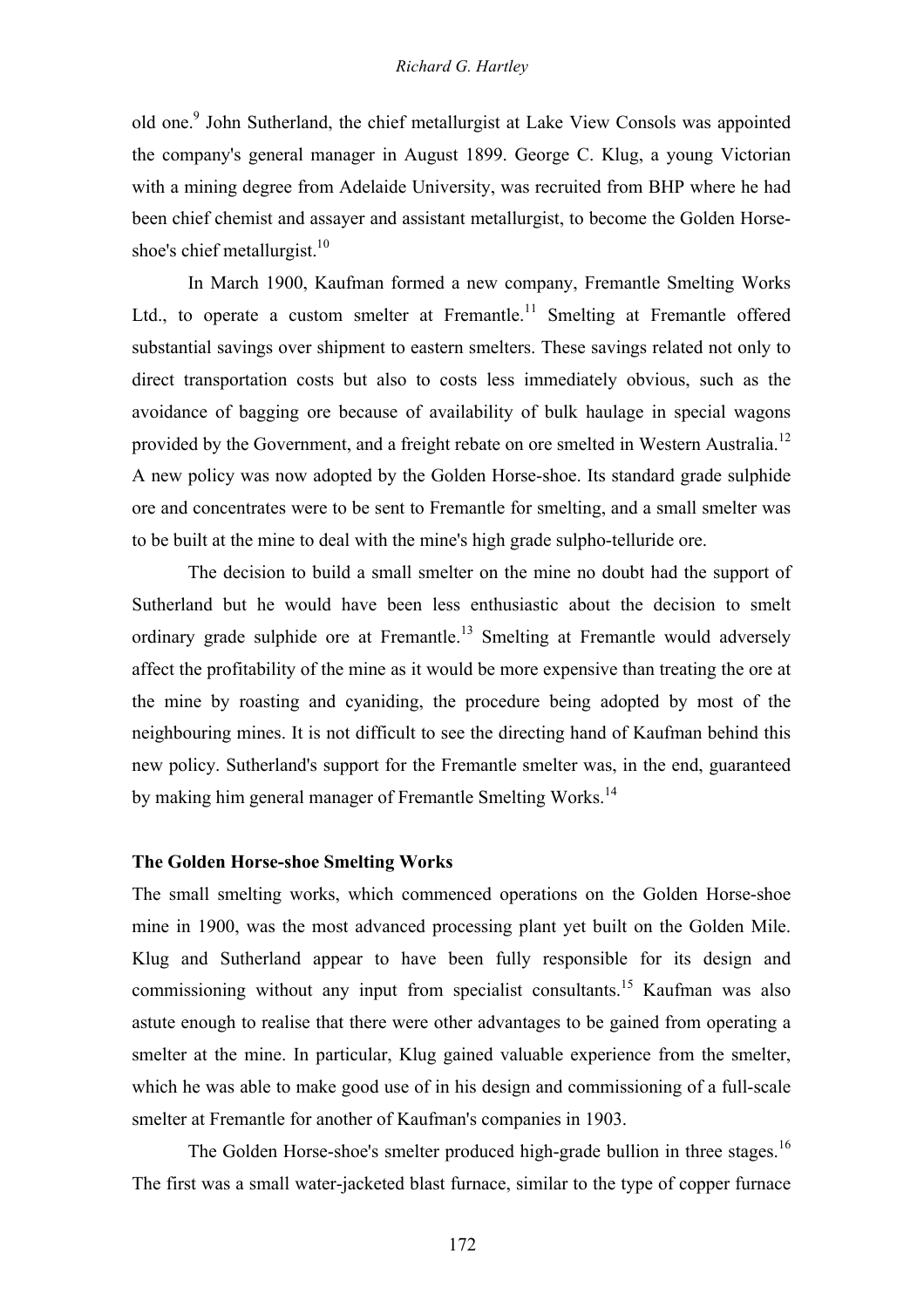old one.[9] John Sutherland, the chief metallurgist at Lake View Consols was appointed the company's general manager in August 1899. George C. Klug, a young Victorian with a mining degree from Adelaide University, was recruited from BHP where he had been chief chemist and assayer and assistant metallurgist, to become the Golden Horse-shoe's chief metallurgist.[10]

In March 1900, Kaufman formed a new company, Fremantle Smelting Works Ltd., to operate a custom smelter at Fremantle.[11] Smelting at Fremantle offered substantial savings over shipment to eastern smelters. These savings related not only to direct transportation costs but also to costs less immediately obvious, such as the avoidance of bagging ore because of availability of bulk haulage in special wagons provided by the Government, and a freight rebate on ore smelted in Western Australia.[12] A new policy was now adopted by the Golden Horse-shoe. Its standard grade sulphide ore and concentrates were to be sent to Fremantle for smelting, and a small smelter was to be built at the mine to deal with the mine's high grade sulpho-telluride ore.

The decision to build a small smelter on the mine no doubt had the support of Sutherland but he would have been less enthusiastic about the decision to smelt ordinary grade sulphide ore at Fremantle.[13] Smelting at Fremantle would adversely affect the profitability of the mine as it would be more expensive than treating the ore at the mine by roasting and cyaniding, the procedure being adopted by most of the neighbouring mines. It is not difficult to see the directing hand of Kaufman behind this new policy. Sutherland's support for the Fremantle smelter was, in the end, guaranteed by making him general manager of Fremantle Smelting Works.[14]

### The Golden Horse-shoe Smelting Works

The small smelting works, which commenced operations on the Golden Horse-shoe mine in 1900, was the most advanced processing plant yet built on the Golden Mile. Klug and Sutherland appear to have been fully responsible for its design and commissioning without any input from specialist consultants.[15] Kaufman was also astute enough to realise that there were other advantages to be gained from operating a smelter at the mine. In particular, Klug gained valuable experience from the smelter, which he was able to make good use of in his design and commissioning of a full-scale smelter at Fremantle for another of Kaufman's companies in 1903.

The Golden Horse-shoe's smelter produced high-grade bullion in three stages.[16] The first was a small water-jacketed blast furnace, similar to the type of copper furnace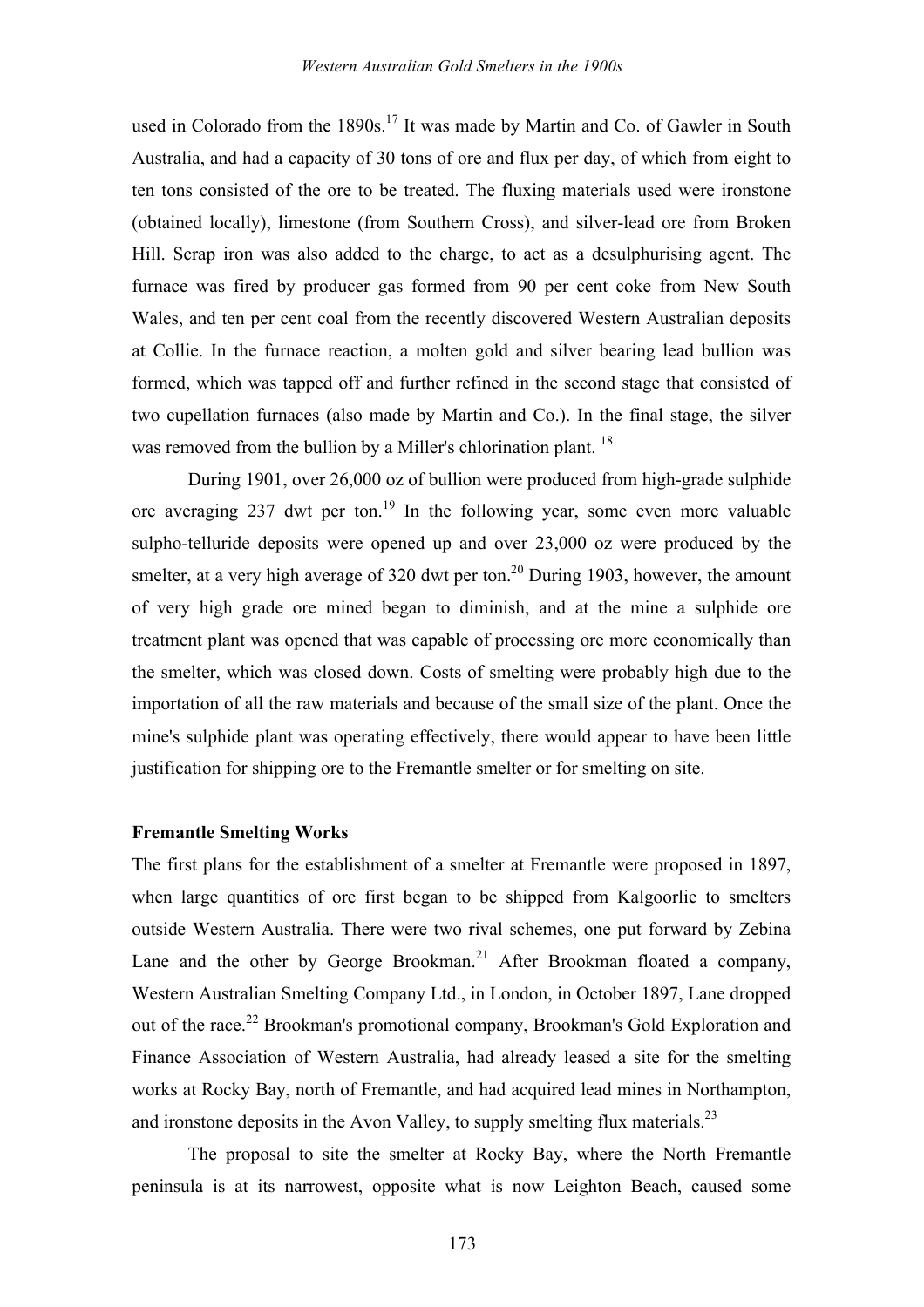used in Colorado from the 1890s.[17] It was made by Martin and Co. of Gawler in South Australia, and had a capacity of 30 tons of ore and flux per day, of which from eight to ten tons consisted of the ore to be treated. The fluxing materials used were ironstone (obtained locally), limestone (from Southern Cross), and silver-lead ore from Broken Hill. Scrap iron was also added to the charge, to act as a desulphurising agent. The furnace was fired by producer gas formed from 90 per cent coke from New South Wales, and ten per cent coal from the recently discovered Western Australian deposits at Collie. In the furnace reaction, a molten gold and silver bearing lead bullion was formed, which was tapped off and further refined in the second stage that consisted of two cupellation furnaces (also made by Martin and Co.). In the final stage, the silver was removed from the bullion by a Miller's chlorination plant. [18]

During 1901, over 26,000 oz of bullion were produced from high-grade sulphide ore averaging 237 dwt per ton.[19] In the following year, some even more valuable sulpho-telluride deposits were opened up and over 23,000 oz were produced by the smelter, at a very high average of 320 dwt per ton.[20] During 1903, however, the amount of very high grade ore mined began to diminish, and at the mine a sulphide ore treatment plant was opened that was capable of processing ore more economically than the smelter, which was closed down. Costs of smelting were probably high due to the importation of all the raw materials and because of the small size of the plant. Once the mine's sulphide plant was operating effectively, there would appear to have been little justification for shipping ore to the Fremantle smelter or for smelting on site.

**Fremantle Smelting Works**

The first plans for the establishment of a smelter at Fremantle were proposed in 1897, when large quantities of ore first began to be shipped from Kalgoorlie to smelters outside Western Australia. There were two rival schemes, one put forward by Zebina Lane and the other by George Brookman.[21] After Brookman floated a company, Western Australian Smelting Company Ltd., in London, in October 1897, Lane dropped out of the race.[22] Brookman's promotional company, Brookman's Gold Exploration and Finance Association of Western Australia, had already leased a site for the smelting works at Rocky Bay, north of Fremantle, and had acquired lead mines in Northampton, and ironstone deposits in the Avon Valley, to supply smelting flux materials.[23]

The proposal to site the smelter at Rocky Bay, where the North Fremantle peninsula is at its narrowest, opposite what is now Leighton Beach, caused some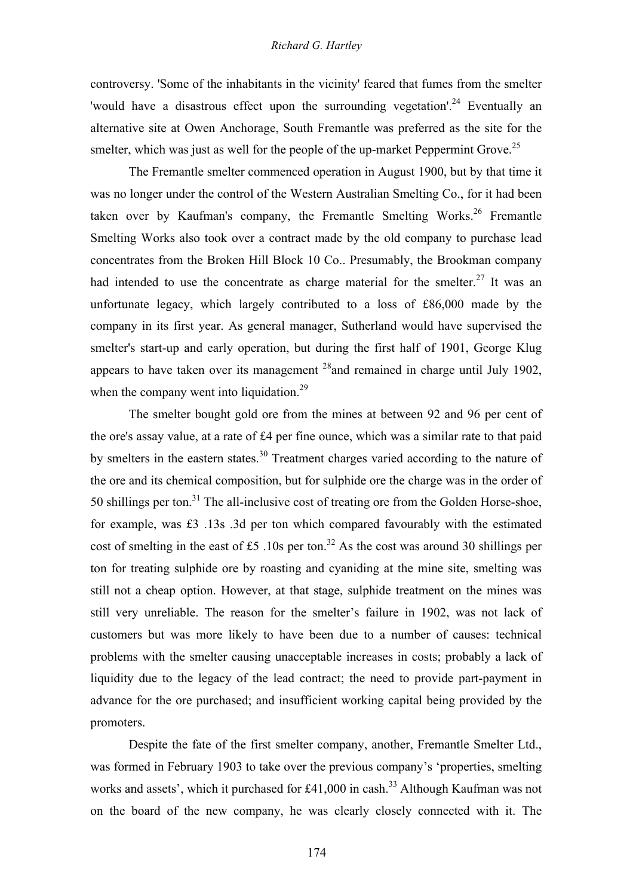controversy. 'Some of the inhabitants in the vicinity' feared that fumes from the smelter 'would have a disastrous effect upon the surrounding vegetation'.[24] Eventually an alternative site at Owen Anchorage, South Fremantle was preferred as the site for the smelter, which was just as well for the people of the up-market Peppermint Grove.[25]

The Fremantle smelter commenced operation in August 1900, but by that time it was no longer under the control of the Western Australian Smelting Co., for it had been taken over by Kaufman's company, the Fremantle Smelting Works.[26] Fremantle Smelting Works also took over a contract made by the old company to purchase lead concentrates from the Broken Hill Block 10 Co.. Presumably, the Brookman company had intended to use the concentrate as charge material for the smelter.[27] It was an unfortunate legacy, which largely contributed to a loss of £86,000 made by the company in its first year. As general manager, Sutherland would have supervised the smelter's start-up and early operation, but during the first half of 1901, George Klug appears to have taken over its management [28]and remained in charge until July 1902, when the company went into liquidation.[29]

The smelter bought gold ore from the mines at between 92 and 96 per cent of the ore's assay value, at a rate of £4 per fine ounce, which was a similar rate to that paid by smelters in the eastern states.[30] Treatment charges varied according to the nature of the ore and its chemical composition, but for sulphide ore the charge was in the order of 50 shillings per ton.[31] The all-inclusive cost of treating ore from the Golden Horse-shoe, for example, was £3 .13s .3d per ton which compared favourably with the estimated cost of smelting in the east of £5 .10s per ton.[32] As the cost was around 30 shillings per ton for treating sulphide ore by roasting and cyaniding at the mine site, smelting was still not a cheap option. However, at that stage, sulphide treatment on the mines was still very unreliable. The reason for the smelter's failure in 1902, was not lack of customers but was more likely to have been due to a number of causes: technical problems with the smelter causing unacceptable increases in costs; probably a lack of liquidity due to the legacy of the lead contract; the need to provide part-payment in advance for the ore purchased; and insufficient working capital being provided by the promoters.

Despite the fate of the first smelter company, another, Fremantle Smelter Ltd., was formed in February 1903 to take over the previous company's 'properties, smelting works and assets', which it purchased for £41,000 in cash.[33] Although Kaufman was not on the board of the new company, he was clearly closely connected with it. The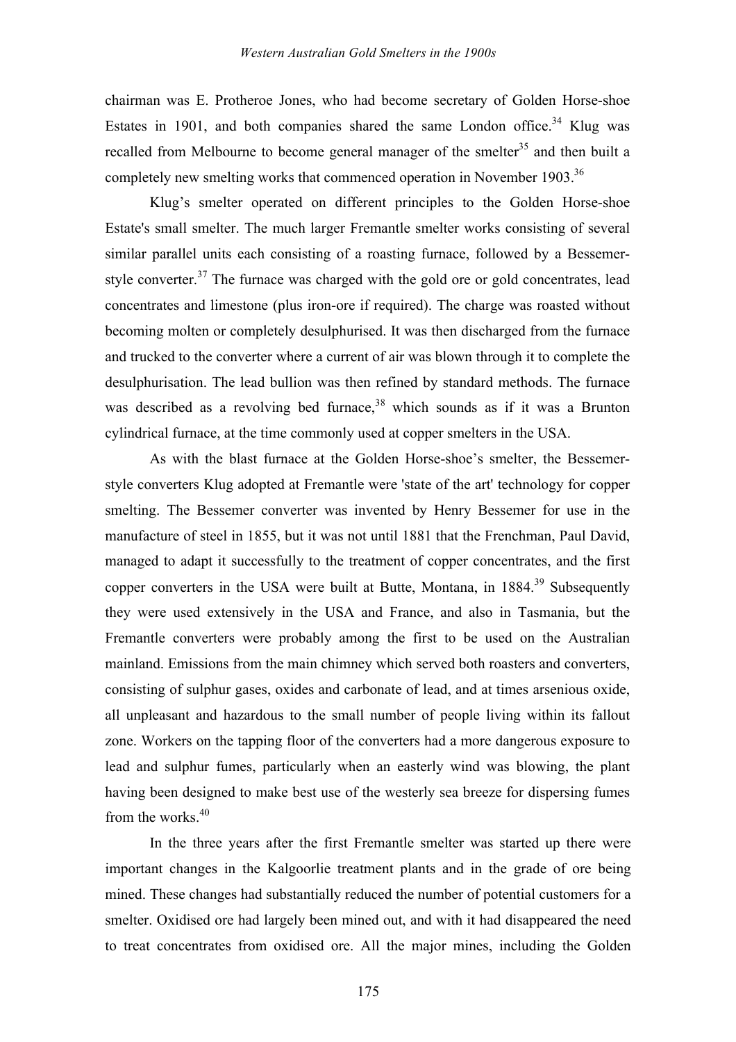chairman was E. Protheroe Jones, who had become secretary of Golden Horse-shoe Estates in 1901, and both companies shared the same London office.[34] Klug was recalled from Melbourne to become general manager of the smelter[35] and then built a completely new smelting works that commenced operation in November 1903.[36]

Klug's smelter operated on different principles to the Golden Horse-shoe Estate's small smelter. The much larger Fremantle smelter works consisting of several similar parallel units each consisting of a roasting furnace, followed by a Bessemer-style converter.[37] The furnace was charged with the gold ore or gold concentrates, lead concentrates and limestone (plus iron-ore if required). The charge was roasted without becoming molten or completely desulphurised. It was then discharged from the furnace and trucked to the converter where a current of air was blown through it to complete the desulphurisation. The lead bullion was then refined by standard methods. The furnace was described as a revolving bed furnace,[38] which sounds as if it was a Brunton cylindrical furnace, at the time commonly used at copper smelters in the USA.

As with the blast furnace at the Golden Horse-shoe's smelter, the Bessemer-style converters Klug adopted at Fremantle were 'state of the art' technology for copper smelting. The Bessemer converter was invented by Henry Bessemer for use in the manufacture of steel in 1855, but it was not until 1881 that the Frenchman, Paul David, managed to adapt it successfully to the treatment of copper concentrates, and the first copper converters in the USA were built at Butte, Montana, in 1884.[39] Subsequently they were used extensively in the USA and France, and also in Tasmania, but the Fremantle converters were probably among the first to be used on the Australian mainland. Emissions from the main chimney which served both roasters and converters, consisting of sulphur gases, oxides and carbonate of lead, and at times arsenious oxide, all unpleasant and hazardous to the small number of people living within its fallout zone. Workers on the tapping floor of the converters had a more dangerous exposure to lead and sulphur fumes, particularly when an easterly wind was blowing, the plant having been designed to make best use of the westerly sea breeze for dispersing fumes from the works.[40]

In the three years after the first Fremantle smelter was started up there were important changes in the Kalgoorlie treatment plants and in the grade of ore being mined. These changes had substantially reduced the number of potential customers for a smelter. Oxidised ore had largely been mined out, and with it had disappeared the need to treat concentrates from oxidised ore. All the major mines, including the Golden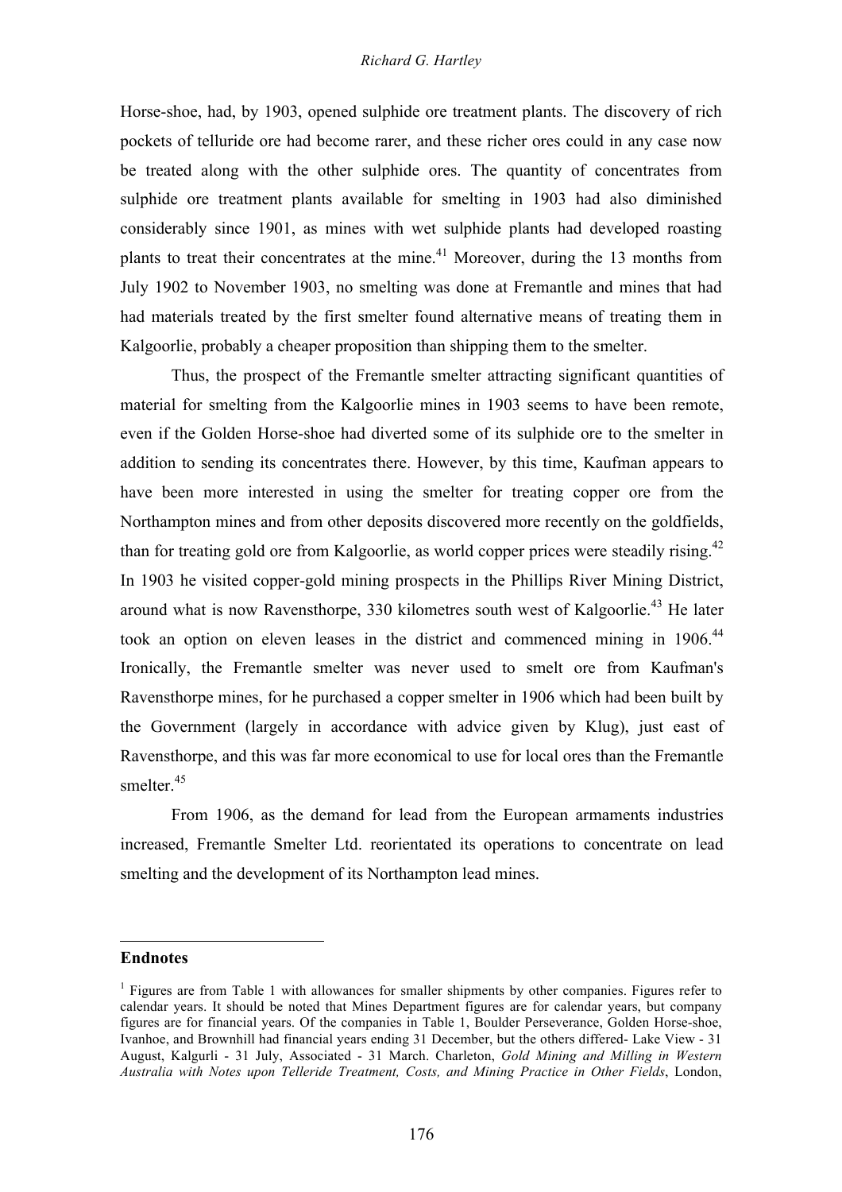Horse-shoe, had, by 1903, opened sulphide ore treatment plants. The discovery of rich pockets of telluride ore had become rarer, and these richer ores could in any case now be treated along with the other sulphide ores. The quantity of concentrates from sulphide ore treatment plants available for smelting in 1903 had also diminished considerably since 1901, as mines with wet sulphide plants had developed roasting plants to treat their concentrates at the mine.[41] Moreover, during the 13 months from July 1902 to November 1903, no smelting was done at Fremantle and mines that had had materials treated by the first smelter found alternative means of treating them in Kalgoorlie, probably a cheaper proposition than shipping them to the smelter.

Thus, the prospect of the Fremantle smelter attracting significant quantities of material for smelting from the Kalgoorlie mines in 1903 seems to have been remote, even if the Golden Horse-shoe had diverted some of its sulphide ore to the smelter in addition to sending its concentrates there. However, by this time, Kaufman appears to have been more interested in using the smelter for treating copper ore from the Northampton mines and from other deposits discovered more recently on the goldfields, than for treating gold ore from Kalgoorlie, as world copper prices were steadily rising.[42] In 1903 he visited copper-gold mining prospects in the Phillips River Mining District, around what is now Ravensthorpe, 330 kilometres south west of Kalgoorlie.[43] He later took an option on eleven leases in the district and commenced mining in 1906.[44] Ironically, the Fremantle smelter was never used to smelt ore from Kaufman's Ravensthorpe mines, for he purchased a copper smelter in 1906 which had been built by the Government (largely in accordance with advice given by Klug), just east of Ravensthorpe, and this was far more economical to use for local ores than the Fremantle smelter.[45]

From 1906, as the demand for lead from the European armaments industries increased, Fremantle Smelter Ltd. reorientated its operations to concentrate on lead smelting and the development of its Northampton lead mines.

---

**Endnotes**

[1] Figures are from Table 1 with allowances for smaller shipments by other companies. Figures refer to calendar years. It should be noted that Mines Department figures are for calendar years, but company figures are for financial years. Of the companies in Table 1, Boulder Perseverance, Golden Horse-shoe, Ivanhoe, and Brownhill had financial years ending 31 December, but the others differed- Lake View - 31 August, Kalgurli - 31 July, Associated - 31 March. Charleton, *Gold Mining and Milling in Western Australia with Notes upon Telleride Treatment, Costs, and Mining Practice in Other Fields*, London,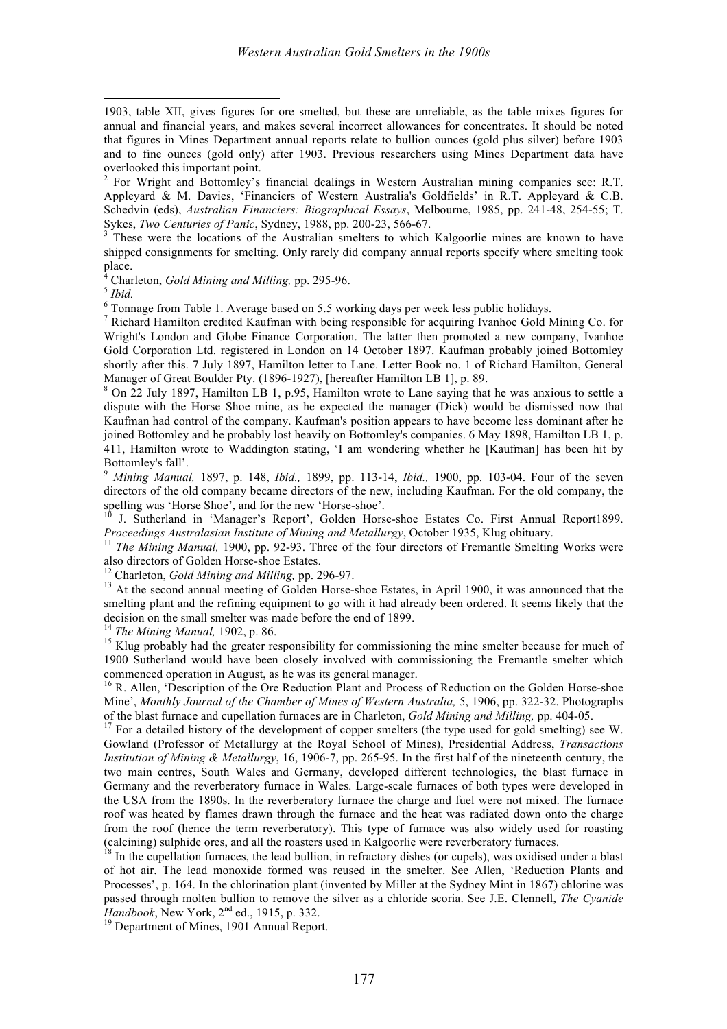1903, table XII, gives figures for ore smelted, but these are unreliable, as the table mixes figures for annual and financial years, and makes several incorrect allowances for concentrates. It should be noted that figures in Mines Department annual reports relate to bullion ounces (gold plus silver) before 1903 and to fine ounces (gold only) after 1903. Previous researchers using Mines Department data have overlooked this important point.

[2] For Wright and Bottomley's financial dealings in Western Australian mining companies see: R.T. Appleyard & M. Davies, 'Financiers of Western Australia's Goldfields' in R.T. Appleyard & C.B. Schedvin (eds), *Australian Financiers: Biographical Essays*, Melbourne, 1985, pp. 241-48, 254-55; T. Sykes, *Two Centuries of Panic*, Sydney, 1988, pp. 200-23, 566-67.

[3] These were the locations of the Australian smelters to which Kalgoorlie mines are known to have shipped consignments for smelting. Only rarely did company annual reports specify where smelting took place.

[4] Charleton, *Gold Mining and Milling,* pp. 295-96.

[5] *Ibid.*

[6] Tonnage from Table 1. Average based on 5.5 working days per week less public holidays.

[7] Richard Hamilton credited Kaufman with being responsible for acquiring Ivanhoe Gold Mining Co. for Wright's London and Globe Finance Corporation. The latter then promoted a new company, Ivanhoe Gold Corporation Ltd. registered in London on 14 October 1897. Kaufman probably joined Bottomley shortly after this. 7 July 1897, Hamilton letter to Lane. Letter Book no. 1 of Richard Hamilton, General Manager of Great Boulder Pty. (1896-1927), [hereafter Hamilton LB 1], p. 89.

[8] On 22 July 1897, Hamilton LB 1, p.95, Hamilton wrote to Lane saying that he was anxious to settle a dispute with the Horse Shoe mine, as he expected the manager (Dick) would be dismissed now that Kaufman had control of the company. Kaufman's position appears to have become less dominant after he joined Bottomley and he probably lost heavily on Bottomley's companies. 6 May 1898, Hamilton LB 1, p. 411, Hamilton wrote to Waddington stating, 'I am wondering whether he [Kaufman] has been hit by Bottomley's fall'.

[9] *Mining Manual,* 1897, p. 148, *Ibid.,* 1899, pp. 113-14, *Ibid.,* 1900, pp. 103-04. Four of the seven directors of the old company became directors of the new, including Kaufman. For the old company, the spelling was 'Horse Shoe', and for the new 'Horse-shoe'.

[10] J. Sutherland in 'Manager's Report', Golden Horse-shoe Estates Co. First Annual Report1899. *Proceedings Australasian Institute of Mining and Metallurgy*, October 1935, Klug obituary.

[11] *The Mining Manual,* 1900, pp. 92-93. Three of the four directors of Fremantle Smelting Works were also directors of Golden Horse-shoe Estates.

[12] Charleton, *Gold Mining and Milling,* pp. 296-97.

[13] At the second annual meeting of Golden Horse-shoe Estates, in April 1900, it was announced that the smelting plant and the refining equipment to go with it had already been ordered. It seems likely that the decision on the small smelter was made before the end of 1899.

[14] *The Mining Manual,* 1902, p. 86.

[15] Klug probably had the greater responsibility for commissioning the mine smelter because for much of 1900 Sutherland would have been closely involved with commissioning the Fremantle smelter which commenced operation in August, as he was its general manager.

[16] R. Allen, 'Description of the Ore Reduction Plant and Process of Reduction on the Golden Horse-shoe Mine', *Monthly Journal of the Chamber of Mines of Western Australia,* 5, 1906, pp. 322-32. Photographs of the blast furnace and cupellation furnaces are in Charleton, *Gold Mining and Milling,* pp. 404-05.

[17] For a detailed history of the development of copper smelters (the type used for gold smelting) see W. Gowland (Professor of Metallurgy at the Royal School of Mines), Presidential Address, *Transactions Institution of Mining & Metallurgy*, 16, 1906-7, pp. 265-95. In the first half of the nineteenth century, the two main centres, South Wales and Germany, developed different technologies, the blast furnace in Germany and the reverberatory furnace in Wales. Large-scale furnaces of both types were developed in the USA from the 1890s. In the reverberatory furnace the charge and fuel were not mixed. The furnace roof was heated by flames drawn through the furnace and the heat was radiated down onto the charge from the roof (hence the term reverberatory). This type of furnace was also widely used for roasting (calcining) sulphide ores, and all the roasters used in Kalgoorlie were reverberatory furnaces.

[18] In the cupellation furnaces, the lead bullion, in refractory dishes (or cupels), was oxidised under a blast of hot air. The lead monoxide formed was reused in the smelter. See Allen, 'Reduction Plants and Processes', p. 164. In the chlorination plant (invented by Miller at the Sydney Mint in 1867) chlorine was passed through molten bullion to remove the silver as a chloride scoria. See J.E. Clennell, *The Cyanide Handbook*, New York, 2nd ed., 1915, p. 332.

[19] Department of Mines, 1901 Annual Report.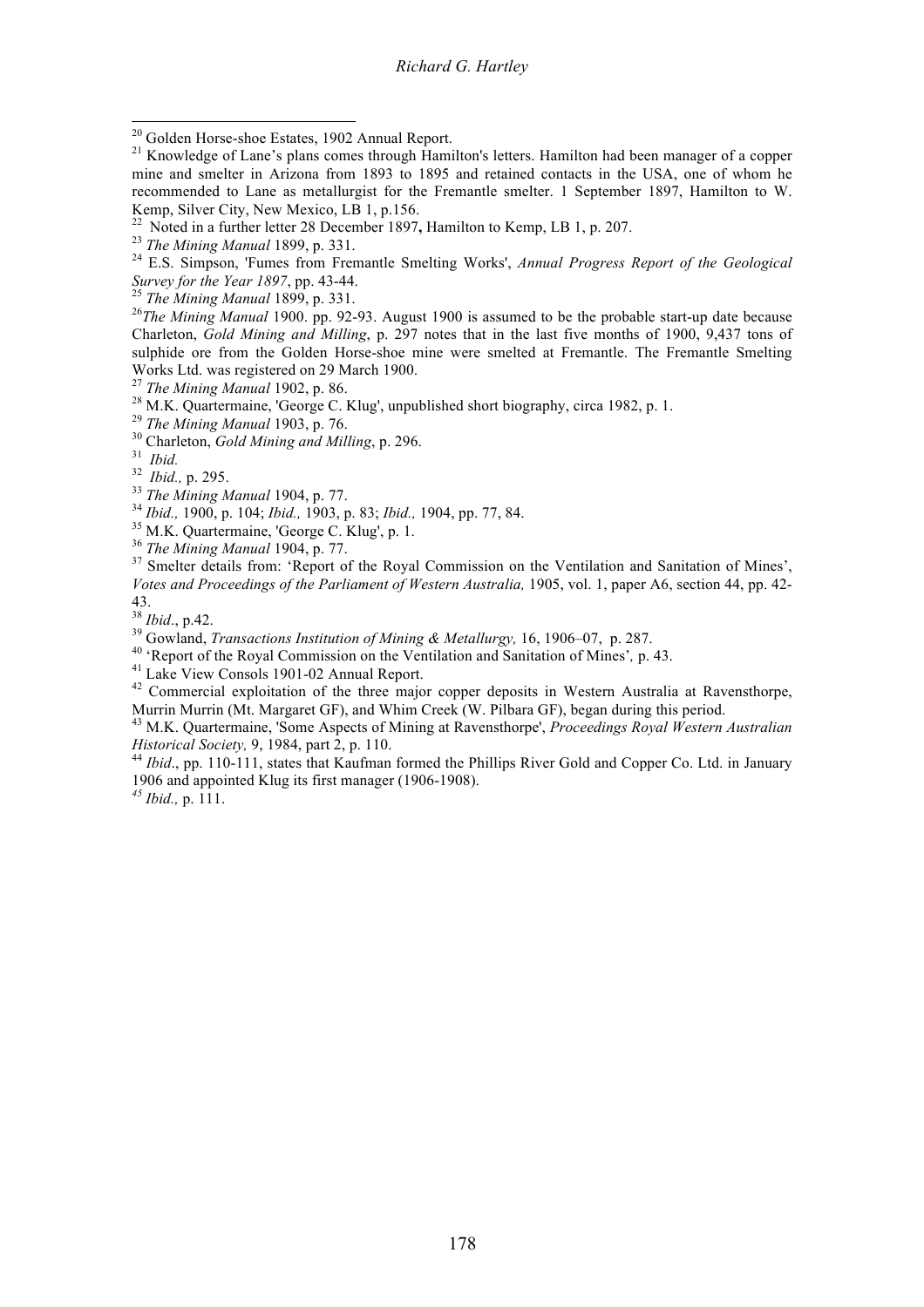[20] Golden Horse-shoe Estates, 1902 Annual Report.

[21] Knowledge of Lane's plans comes through Hamilton's letters. Hamilton had been manager of a copper mine and smelter in Arizona from 1893 to 1895 and retained contacts in the USA, one of whom he recommended to Lane as metallurgist for the Fremantle smelter. 1 September 1897, Hamilton to W. Kemp, Silver City, New Mexico, LB 1, p.156.

[22] Noted in a further letter 28 December 1897**,** Hamilton to Kemp, LB 1, p. 207.

[23] *The Mining Manual* 1899, p. 331.

[24] E.S. Simpson, 'Fumes from Fremantle Smelting Works', *Annual Progress Report of the Geological Survey for the Year 1897*, pp. 43-44.

[25] *The Mining Manual* 1899, p. 331.

[26] *The Mining Manual* 1900. pp. 92-93. August 1900 is assumed to be the probable start-up date because Charleton, *Gold Mining and Milling*, p. 297 notes that in the last five months of 1900, 9,437 tons of sulphide ore from the Golden Horse-shoe mine were smelted at Fremantle. The Fremantle Smelting Works Ltd. was registered on 29 March 1900.

[27] *The Mining Manual* 1902, p. 86.

[28] M.K. Quartermaine, 'George C. Klug', unpublished short biography, circa 1982, p. 1.

[29] *The Mining Manual* 1903, p. 76.

[30] Charleton, *Gold Mining and Milling*, p. 296.

[31] *Ibid.*

[32] *Ibid.,* p. 295.

[33] *The Mining Manual* 1904, p. 77.

[34] *Ibid.,* 1900, p. 104; *Ibid.,* 1903, p. 83; *Ibid.,* 1904, pp. 77, 84.

[35] M.K. Quartermaine, 'George C. Klug', p. 1.

[36] *The Mining Manual* 1904, p. 77.

[37] Smelter details from: 'Report of the Royal Commission on the Ventilation and Sanitation of Mines', *Votes and Proceedings of the Parliament of Western Australia,* 1905, vol. 1, paper A6, section 44, pp. 42-43.

[38] *Ibid*., p.42.

[39] Gowland, *Transactions Institution of Mining & Metallurgy,* 16, 1906–07, p. 287.

[40] 'Report of the Royal Commission on the Ventilation and Sanitation of Mines', p. 43.

[41] Lake View Consols 1901-02 Annual Report.

[42] Commercial exploitation of the three major copper deposits in Western Australia at Ravensthorpe, Murrin Murrin (Mt. Margaret GF), and Whim Creek (W. Pilbara GF), began during this period.

[43] M.K. Quartermaine, 'Some Aspects of Mining at Ravensthorpe', *Proceedings Royal Western Australian Historical Society,* 9, 1984, part 2, p. 110.

[44] *Ibid*., pp. 110-111, states that Kaufman formed the Phillips River Gold and Copper Co. Ltd. in January 1906 and appointed Klug its first manager (1906-1908).

[45] *Ibid.,* p. 111.